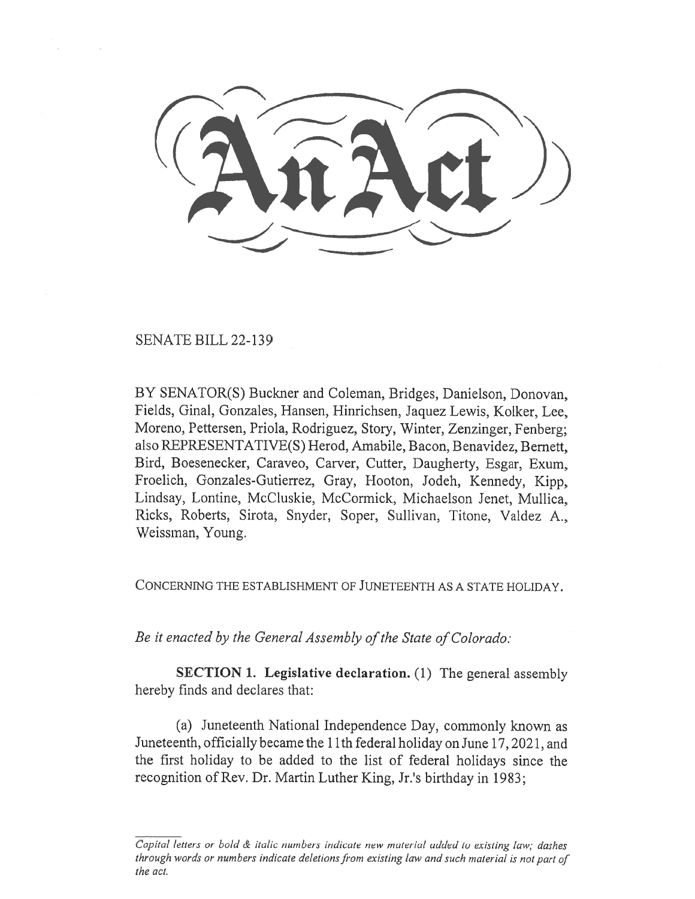# An Act

SENATE BILL 22-139

BY SENATOR(S) Buckner and Coleman, Bridges, Danielson, Donovan, Fields, Ginal, Gonzales, Hansen, Hinrichsen, Jaquez Lewis, Kolker, Lee, Moreno, Pettersen, Priola, Rodriguez, Story, Winter, Zenzinger, Fenberg; also REPRESENTATIVE(S) Herod, Amabile, Bacon, Benavidez, Bernett, Bird, Boesenecker, Caraveo, Carver, Cutter, Daugherty, Esgar, Exum, Froelich, Gonzales-Gutierrez, Gray, Hooton, Jodeh, Kennedy, Kipp, Lindsay, Lontine, McCluskie, McCormick, Michaelson Jenet, Mullica, Ricks, Roberts, Sirota, Snyder, Soper, Sullivan, Titone, Valdez A., Weissman, Young.

CONCERNING THE ESTABLISHMENT OF JUNETEENTH AS A STATE HOLIDAY.

*Be it enacted by the General Assembly of the State of Colorado:*

**SECTION 1. Legislative declaration.** (1) The general assembly hereby finds and declares that:

(a) Juneteenth National Independence Day, commonly known as Juneteenth, officially became the 11th federal holiday on June 17, 2021, and the first holiday to be added to the list of federal holidays since the recognition of Rev. Dr. Martin Luther King, Jr.'s birthday in 1983;

*Capital letters or bold & italic numbers indicate new material added to existing law; dashes through words or numbers indicate deletions from existing law and such material is not part of the act.*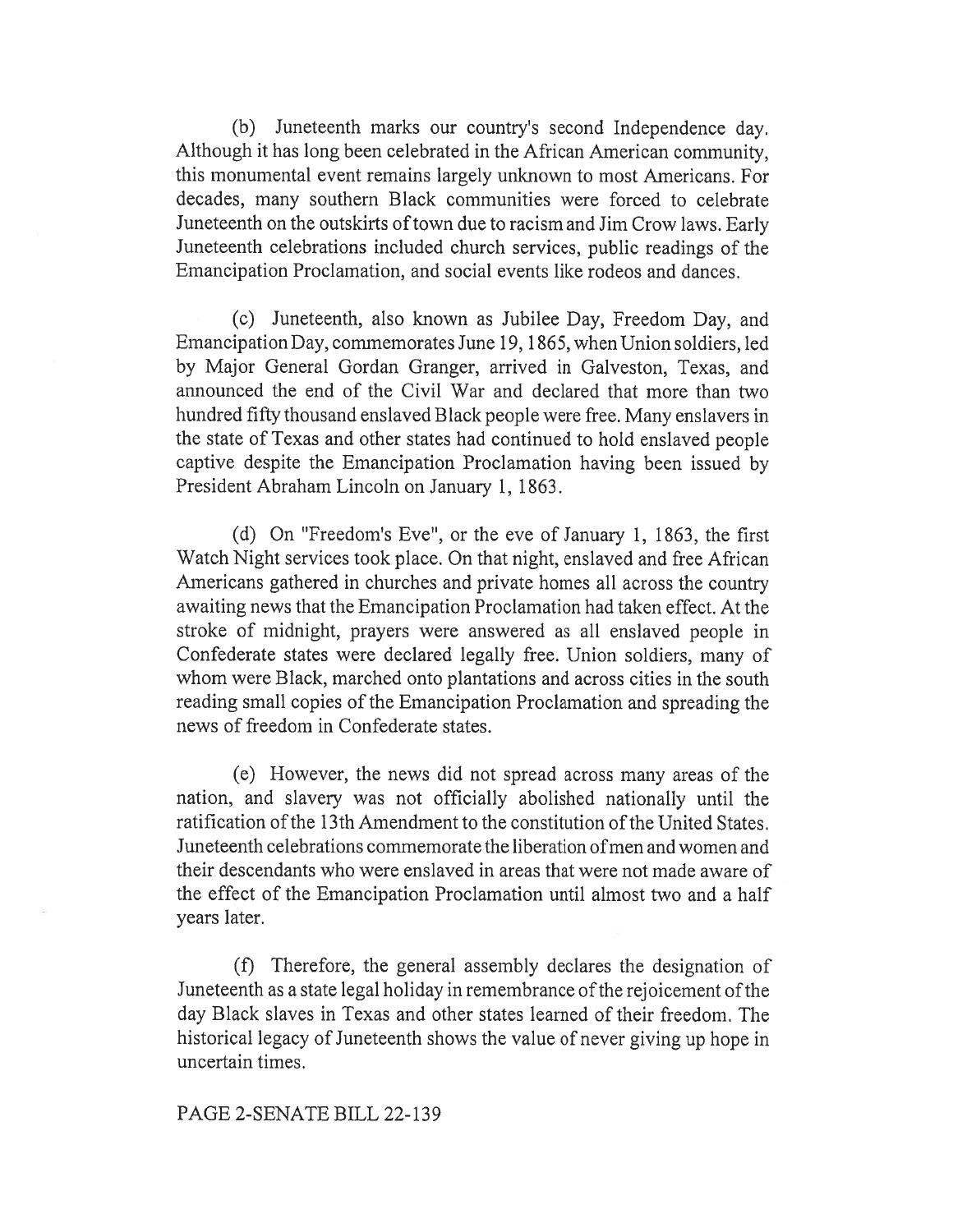(b) Juneteenth marks our country's second Independence day. Although it has long been celebrated in the African American community, this monumental event remains largely unknown to most Americans. For decades, many southern Black communities were forced to celebrate Juneteenth on the outskirts of town due to racism and Jim Crow laws. Early Juneteenth celebrations included church services, public readings of the Emancipation Proclamation, and social events like rodeos and dances.

(c) Juneteenth, also known as Jubilee Day, Freedom Day, and Emancipation Day, commemorates June 19, 1865, when Union soldiers, led by Major General Gordan Granger, arrived in Galveston, Texas, and announced the end of the Civil War and declared that more than two hundred fifty thousand enslaved Black people were free. Many enslavers in the state of Texas and other states had continued to hold enslaved people captive despite the Emancipation Proclamation having been issued by President Abraham Lincoln on January 1, 1863.

(d) On "Freedom's Eve", or the eve of January 1, 1863, the first Watch Night services took place. On that night, enslaved and free African Americans gathered in churches and private homes all across the country awaiting news that the Emancipation Proclamation had taken effect. At the stroke of midnight, prayers were answered as all enslaved people in Confederate states were declared legally free. Union soldiers, many of whom were Black, marched onto plantations and across cities in the south reading small copies of the Emancipation Proclamation and spreading the news of freedom in Confederate states.

(e) However, the news did not spread across many areas of the nation, and slavery was not officially abolished nationally until the ratification of the 13th Amendment to the constitution of the United States. Juneteenth celebrations commemorate the liberation of men and women and their descendants who were enslaved in areas that were not made aware of the effect of the Emancipation Proclamation until almost two and a half years later.

(f) Therefore, the general assembly declares the designation of Juneteenth as a state legal holiday in remembrance of the rejoicement of the day Black slaves in Texas and other states learned of their freedom. The historical legacy of Juneteenth shows the value of never giving up hope in uncertain times.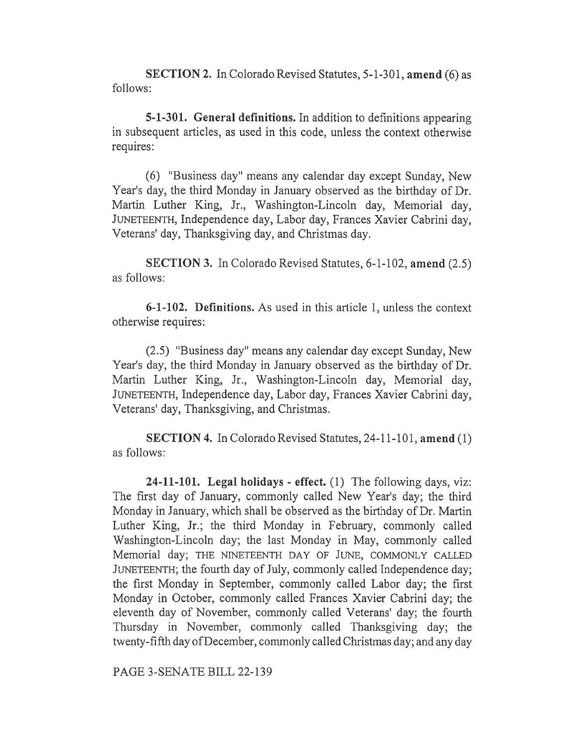**SECTION 2.** In Colorado Revised Statutes, 5-1-301, **amend** (6) as follows:

**5-1-301. General definitions.** In addition to definitions appearing in subsequent articles, as used in this code, unless the context otherwise requires:

(6) "Business day" means any calendar day except Sunday, New Year's day, the third Monday in January observed as the birthday of Dr. Martin Luther King, Jr., Washington-Lincoln day, Memorial day, JUNETEENTH, Independence day, Labor day, Frances Xavier Cabrini day, Veterans' day, Thanksgiving day, and Christmas day.

**SECTION 3.** In Colorado Revised Statutes, 6-1-102, **amend** (2.5) as follows:

**6-1-102. Definitions.** As used in this article 1, unless the context otherwise requires:

(2.5) "Business day" means any calendar day except Sunday, New Year's day, the third Monday in January observed as the birthday of Dr. Martin Luther King, Jr., Washington-Lincoln day, Memorial day, JUNETEENTH, Independence day, Labor day, Frances Xavier Cabrini day, Veterans' day, Thanksgiving, and Christmas.

**SECTION 4.** In Colorado Revised Statutes, 24-11-101, **amend** (1) as follows:

**24-11-101. Legal holidays - effect.** (1) The following days, viz: The first day of January, commonly called New Year's day; the third Monday in January, which shall be observed as the birthday of Dr. Martin Luther King, Jr.; the third Monday in February, commonly called Washington-Lincoln day; the last Monday in May, commonly called Memorial day; THE NINETEENTH DAY OF JUNE, COMMONLY CALLED JUNETEENTH; the fourth day of July, commonly called Independence day; the first Monday in September, commonly called Labor day; the first Monday in October, commonly called Frances Xavier Cabrini day; the eleventh day of November, commonly called Veterans' day; the fourth Thursday in November, commonly called Thanksgiving day; the twenty-fifth day of December, commonly called Christmas day; and any day

PAGE 3-SENATE BILL 22-139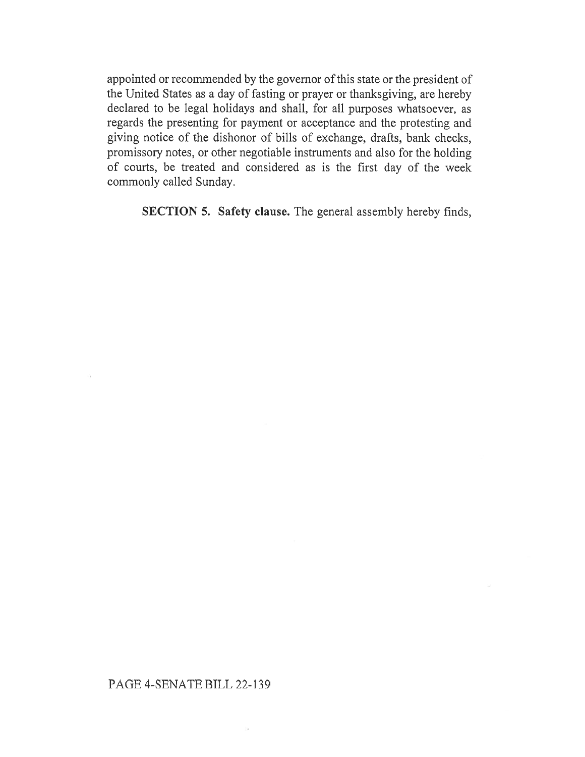appointed or recommended by the governor of this state or the president of the United States as a day of fasting or prayer or thanksgiving, are hereby declared to be legal holidays and shall, for all purposes whatsoever, as regards the presenting for payment or acceptance and the protesting and giving notice of the dishonor of bills of exchange, drafts, bank checks, promissory notes, or other negotiable instruments and also for the holding of courts, be treated and considered as is the first day of the week commonly called Sunday.

**SECTION 5. Safety clause.** The general assembly hereby finds,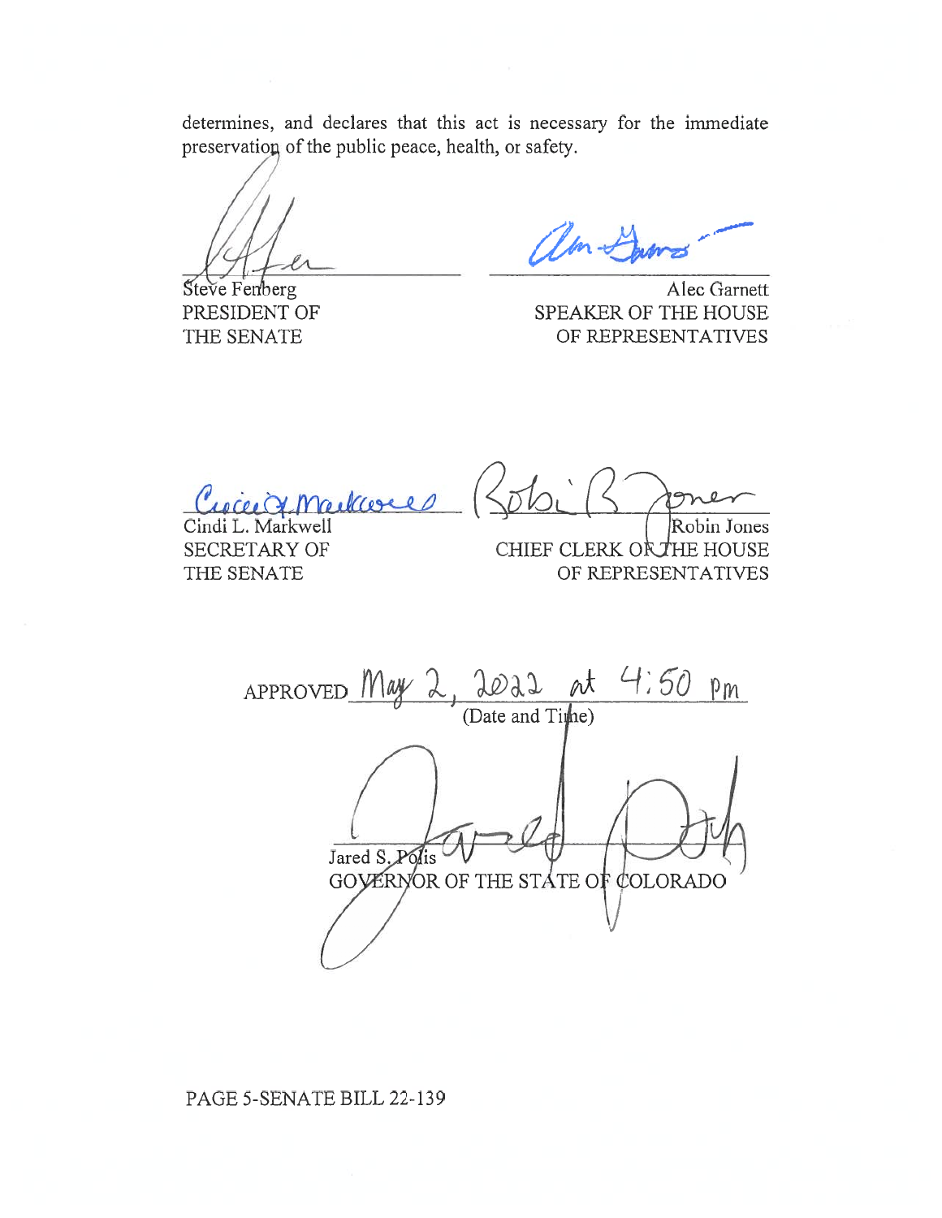determines, and declares that this act is necessary for the immediate preservation of the public peace, health, or safety.

Steve Fenberg
PRESIDENT OF
THE SENATE

Alec Garnett
SPEAKER OF THE HOUSE
OF REPRESENTATIVES

Cindi L. Markwell
SECRETARY OF
THE SENATE

Robin Jones
CHIEF CLERK OF THE HOUSE
OF REPRESENTATIVES

APPROVED May 2, 2022 at 4:50 pm
(Date and Time)

Jared S. Polis
GOVERNOR OF THE STATE OF COLORADO

PAGE 5-SENATE BILL 22-139